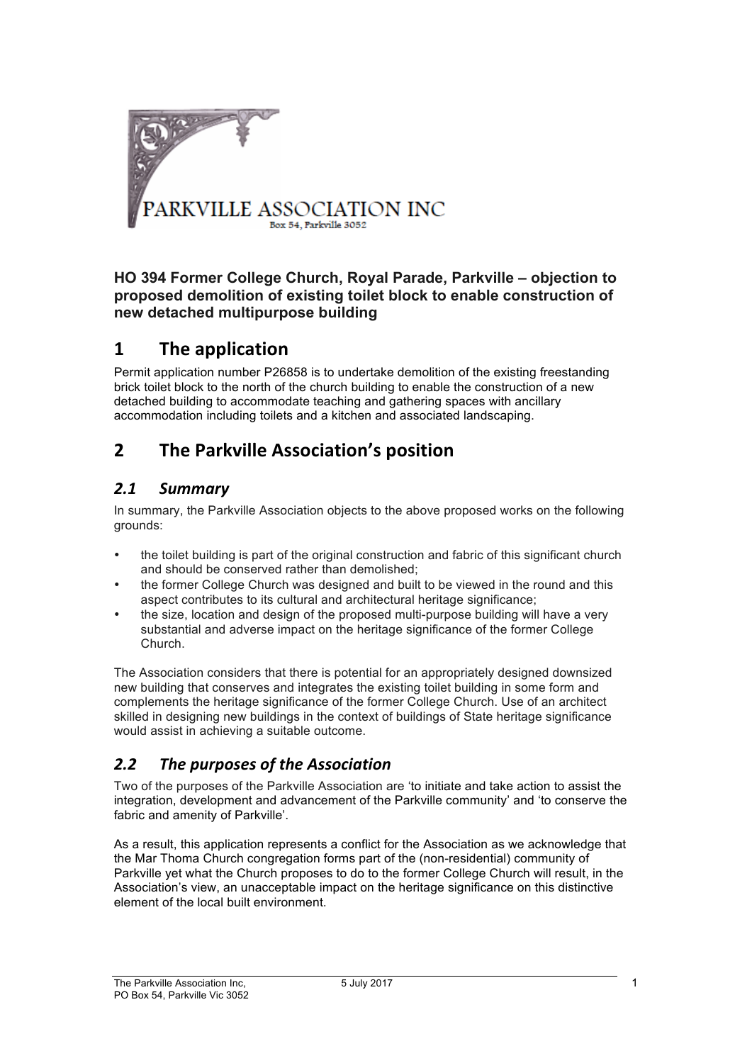PARKVILLE ASSOCIATION INC
Box 54, Parkville 3052

**HO 394 Former College Church, Royal Parade, Parkville – objection to proposed demolition of existing toilet block to enable construction of new detached multipurpose building**

# 1 The application

Permit application number P26858 is to undertake demolition of the existing freestanding brick toilet block to the north of the church building to enable the construction of a new detached building to accommodate teaching and gathering spaces with ancillary accommodation including toilets and a kitchen and associated landscaping.

# 2 The Parkville Association's position

## *2.1 Summary*

In summary, the Parkville Association objects to the above proposed works on the following grounds:

- the toilet building is part of the original construction and fabric of this significant church and should be conserved rather than demolished;
- the former College Church was designed and built to be viewed in the round and this aspect contributes to its cultural and architectural heritage significance;
- the size, location and design of the proposed multi-purpose building will have a very substantial and adverse impact on the heritage significance of the former College Church.

The Association considers that there is potential for an appropriately designed downsized new building that conserves and integrates the existing toilet building in some form and complements the heritage significance of the former College Church. Use of an architect skilled in designing new buildings in the context of buildings of State heritage significance would assist in achieving a suitable outcome.

## *2.2 The purposes of the Association*

Two of the purposes of the Parkville Association are 'to initiate and take action to assist the integration, development and advancement of the Parkville community' and 'to conserve the fabric and amenity of Parkville'.

As a result, this application represents a conflict for the Association as we acknowledge that the Mar Thoma Church congregation forms part of the (non-residential) community of Parkville yet what the Church proposes to do to the former College Church will result, in the Association's view, an unacceptable impact on the heritage significance on this distinctive element of the local built environment.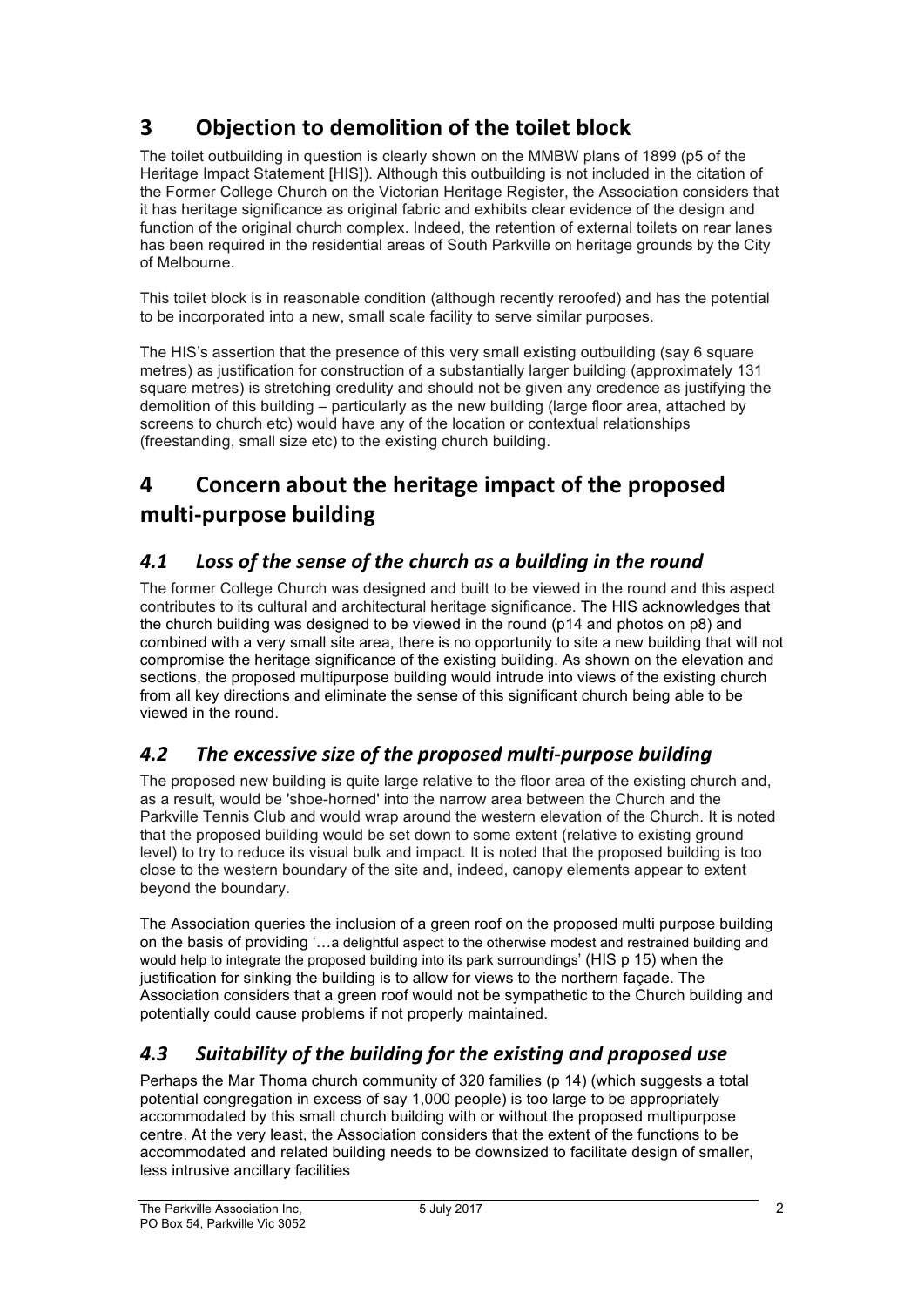## 3 Objection to demolition of the toilet block

The toilet outbuilding in question is clearly shown on the MMBW plans of 1899 (p5 of the Heritage Impact Statement [HIS]). Although this outbuilding is not included in the citation of the Former College Church on the Victorian Heritage Register, the Association considers that it has heritage significance as original fabric and exhibits clear evidence of the design and function of the original church complex. Indeed, the retention of external toilets on rear lanes has been required in the residential areas of South Parkville on heritage grounds by the City of Melbourne.

This toilet block is in reasonable condition (although recently reroofed) and has the potential to be incorporated into a new, small scale facility to serve similar purposes.

The HIS's assertion that the presence of this very small existing outbuilding (say 6 square metres) as justification for construction of a substantially larger building (approximately 131 square metres) is stretching credulity and should not be given any credence as justifying the demolition of this building – particularly as the new building (large floor area, attached by screens to church etc) would have any of the location or contextual relationships (freestanding, small size etc) to the existing church building.

## 4 Concern about the heritage impact of the proposed multi-purpose building

### *4.1 Loss of the sense of the church as a building in the round*

The former College Church was designed and built to be viewed in the round and this aspect contributes to its cultural and architectural heritage significance. The HIS acknowledges that the church building was designed to be viewed in the round (p14 and photos on p8) and combined with a very small site area, there is no opportunity to site a new building that will not compromise the heritage significance of the existing building. As shown on the elevation and sections, the proposed multipurpose building would intrude into views of the existing church from all key directions and eliminate the sense of this significant church being able to be viewed in the round.

### *4.2 The excessive size of the proposed multi-purpose building*

The proposed new building is quite large relative to the floor area of the existing church and, as a result, would be 'shoe-horned' into the narrow area between the Church and the Parkville Tennis Club and would wrap around the western elevation of the Church. It is noted that the proposed building would be set down to some extent (relative to existing ground level) to try to reduce its visual bulk and impact. It is noted that the proposed building is too close to the western boundary of the site and, indeed, canopy elements appear to extent beyond the boundary.

The Association queries the inclusion of a green roof on the proposed multi purpose building on the basis of providing '…a delightful aspect to the otherwise modest and restrained building and would help to integrate the proposed building into its park surroundings' (HIS p 15) when the justification for sinking the building is to allow for views to the northern façade. The Association considers that a green roof would not be sympathetic to the Church building and potentially could cause problems if not properly maintained.

### *4.3 Suitability of the building for the existing and proposed use*

Perhaps the Mar Thoma church community of 320 families (p 14) (which suggests a total potential congregation in excess of say 1,000 people) is too large to be appropriately accommodated by this small church building with or without the proposed multipurpose centre. At the very least, the Association considers that the extent of the functions to be accommodated and related building needs to be downsized to facilitate design of smaller, less intrusive ancillary facilities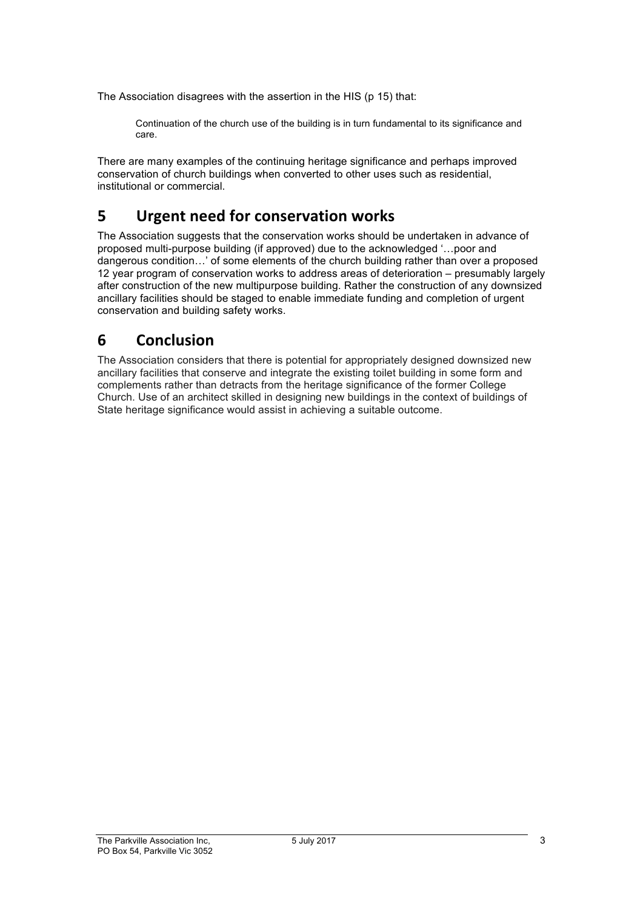The Association disagrees with the assertion in the HIS (p 15) that:

> Continuation of the church use of the building is in turn fundamental to its significance and care.

There are many examples of the continuing heritage significance and perhaps improved conservation of church buildings when converted to other uses such as residential, institutional or commercial.

## 5 Urgent need for conservation works

The Association suggests that the conservation works should be undertaken in advance of proposed multi-purpose building (if approved) due to the acknowledged '…poor and dangerous condition…' of some elements of the church building rather than over a proposed 12 year program of conservation works to address areas of deterioration – presumably largely after construction of the new multipurpose building. Rather the construction of any downsized ancillary facilities should be staged to enable immediate funding and completion of urgent conservation and building safety works.

## 6 Conclusion

The Association considers that there is potential for appropriately designed downsized new ancillary facilities that conserve and integrate the existing toilet building in some form and complements rather than detracts from the heritage significance of the former College Church. Use of an architect skilled in designing new buildings in the context of buildings of State heritage significance would assist in achieving a suitable outcome.